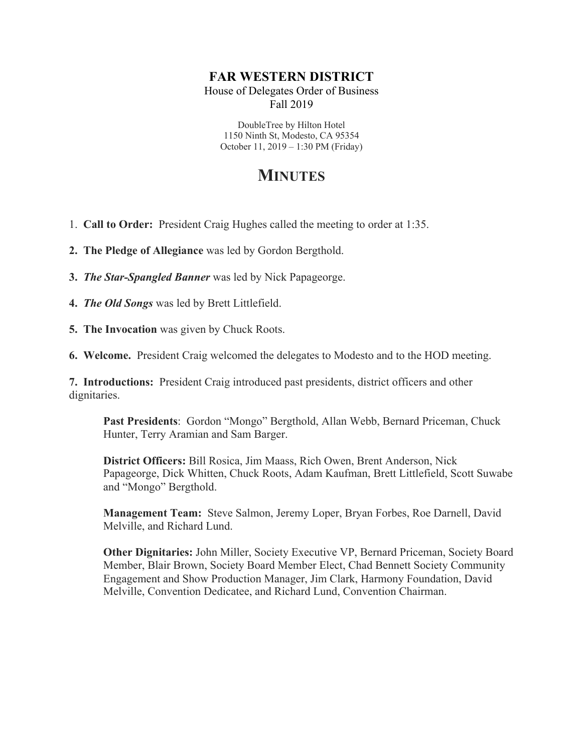# FAR WESTERN DISTRICT

House of Delegates Order of Business
Fall 2019

DoubleTree by Hilton Hotel
1150 Ninth St, Modesto, CA 95354
October 11, 2019 – 1:30 PM (Friday)

# MINUTES

1. **Call to Order:** President Craig Hughes called the meeting to order at 1:35.

**2. The Pledge of Allegiance** was led by Gordon Bergthold.

**3. *The Star-Spangled Banner*** was led by Nick Papageorge.

**4. *The Old Songs*** was led by Brett Littlefield.

**5. The Invocation** was given by Chuck Roots.

**6. Welcome.** President Craig welcomed the delegates to Modesto and to the HOD meeting.

**7. Introductions:** President Craig introduced past presidents, district officers and other dignitaries.

> **Past Presidents**: Gordon "Mongo" Bergthold, Allan Webb, Bernard Priceman, Chuck Hunter, Terry Aramian and Sam Barger.
>
> **District Officers:** Bill Rosica, Jim Maass, Rich Owen, Brent Anderson, Nick Papageorge, Dick Whitten, Chuck Roots, Adam Kaufman, Brett Littlefield, Scott Suwabe and "Mongo" Bergthold.
>
> **Management Team:** Steve Salmon, Jeremy Loper, Bryan Forbes, Roe Darnell, David Melville, and Richard Lund.
>
> **Other Dignitaries:** John Miller, Society Executive VP, Bernard Priceman, Society Board Member, Blair Brown, Society Board Member Elect, Chad Bennett Society Community Engagement and Show Production Manager, Jim Clark, Harmony Foundation, David Melville, Convention Dedicatee, and Richard Lund, Convention Chairman.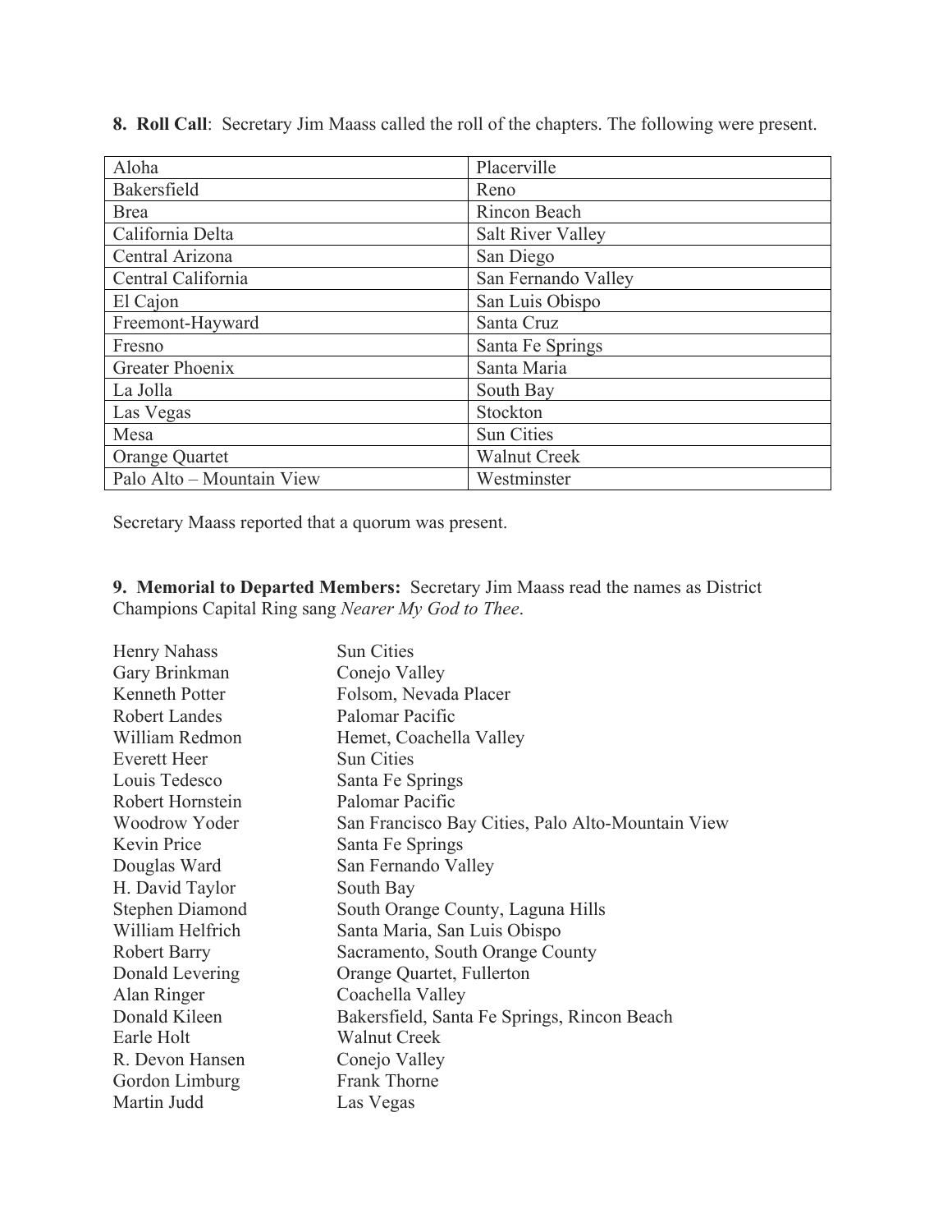**8. Roll Call**: Secretary Jim Maass called the roll of the chapters. The following were present.

| | |
|---|---|
| Aloha | Placerville |
| Bakersfield | Reno |
| Brea | Rincon Beach |
| California Delta | Salt River Valley |
| Central Arizona | San Diego |
| Central California | San Fernando Valley |
| El Cajon | San Luis Obispo |
| Freemont-Hayward | Santa Cruz |
| Fresno | Santa Fe Springs |
| Greater Phoenix | Santa Maria |
| La Jolla | South Bay |
| Las Vegas | Stockton |
| Mesa | Sun Cities |
| Orange Quartet | Walnut Creek |
| Palo Alto – Mountain View | Westminster |

Secretary Maass reported that a quorum was present.

**9. Memorial to Departed Members:** Secretary Jim Maass read the names as District Champions Capital Ring sang *Nearer My God to Thee*.

| | |
|---|---|
| Henry Nahass | Sun Cities |
| Gary Brinkman | Conejo Valley |
| Kenneth Potter | Folsom, Nevada Placer |
| Robert Landes | Palomar Pacific |
| William Redmon | Hemet, Coachella Valley |
| Everett Heer | Sun Cities |
| Louis Tedesco | Santa Fe Springs |
| Robert Hornstein | Palomar Pacific |
| Woodrow Yoder | San Francisco Bay Cities, Palo Alto-Mountain View |
| Kevin Price | Santa Fe Springs |
| Douglas Ward | San Fernando Valley |
| H. David Taylor | South Bay |
| Stephen Diamond | South Orange County, Laguna Hills |
| William Helfrich | Santa Maria, San Luis Obispo |
| Robert Barry | Sacramento, South Orange County |
| Donald Levering | Orange Quartet, Fullerton |
| Alan Ringer | Coachella Valley |
| Donald Kileen | Bakersfield, Santa Fe Springs, Rincon Beach |
| Earle Holt | Walnut Creek |
| R. Devon Hansen | Conejo Valley |
| Gordon Limburg | Frank Thorne |
| Martin Judd | Las Vegas |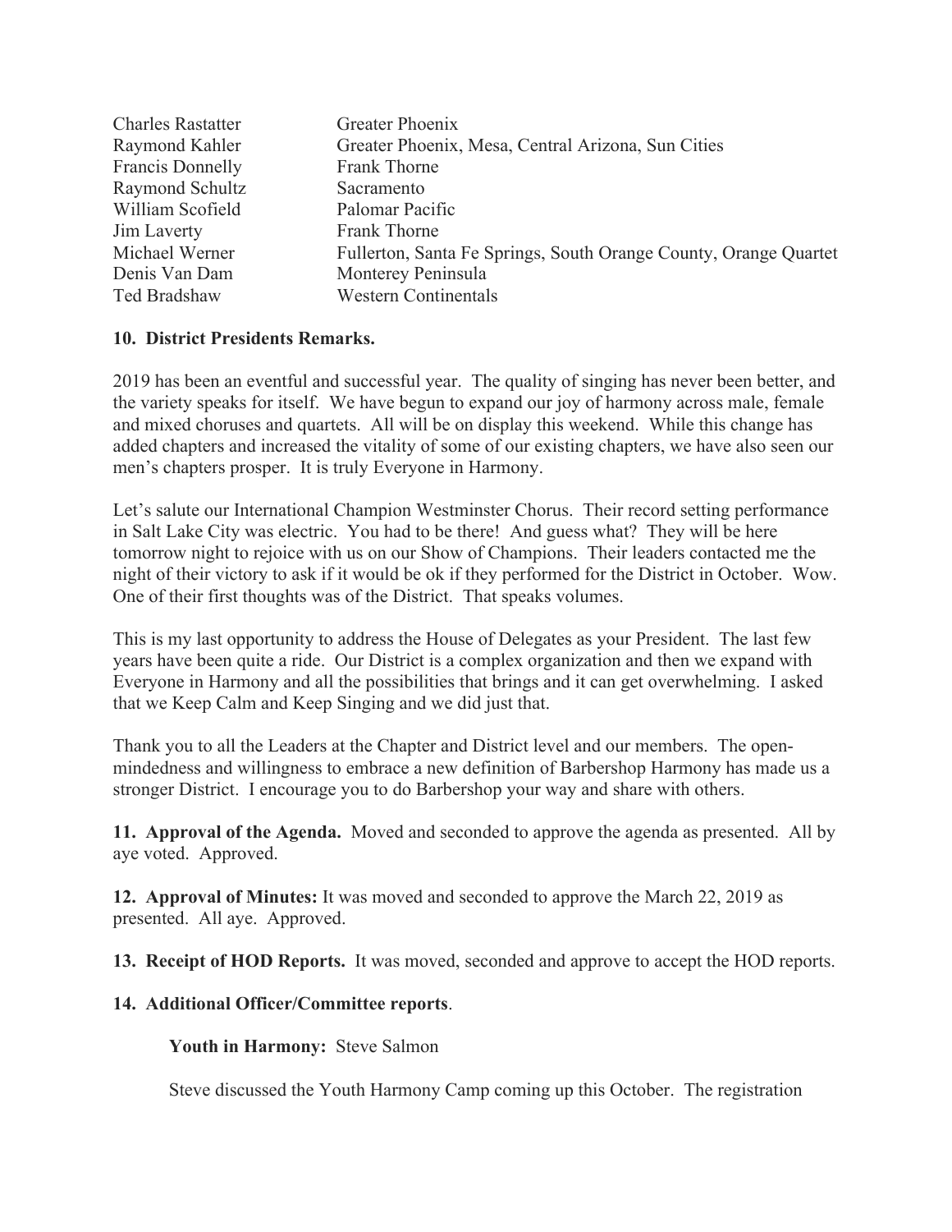| | |
|---|---|
| Charles Rastatter | Greater Phoenix |
| Raymond Kahler | Greater Phoenix, Mesa, Central Arizona, Sun Cities |
| Francis Donnelly | Frank Thorne |
| Raymond Schultz | Sacramento |
| William Scofield | Palomar Pacific |
| Jim Laverty | Frank Thorne |
| Michael Werner | Fullerton, Santa Fe Springs, South Orange County, Orange Quartet |
| Denis Van Dam | Monterey Peninsula |
| Ted Bradshaw | Western Continentals |

**10. District Presidents Remarks.**

2019 has been an eventful and successful year. The quality of singing has never been better, and the variety speaks for itself. We have begun to expand our joy of harmony across male, female and mixed choruses and quartets. All will be on display this weekend. While this change has added chapters and increased the vitality of some of our existing chapters, we have also seen our men's chapters prosper. It is truly Everyone in Harmony.

Let's salute our International Champion Westminster Chorus. Their record setting performance in Salt Lake City was electric. You had to be there! And guess what? They will be here tomorrow night to rejoice with us on our Show of Champions. Their leaders contacted me the night of their victory to ask if it would be ok if they performed for the District in October. Wow. One of their first thoughts was of the District. That speaks volumes.

This is my last opportunity to address the House of Delegates as your President. The last few years have been quite a ride. Our District is a complex organization and then we expand with Everyone in Harmony and all the possibilities that brings and it can get overwhelming. I asked that we Keep Calm and Keep Singing and we did just that.

Thank you to all the Leaders at the Chapter and District level and our members. The open-mindedness and willingness to embrace a new definition of Barbershop Harmony has made us a stronger District. I encourage you to do Barbershop your way and share with others.

**11. Approval of the Agenda.** Moved and seconded to approve the agenda as presented. All by aye voted. Approved.

**12. Approval of Minutes:** It was moved and seconded to approve the March 22, 2019 as presented. All aye. Approved.

**13. Receipt of HOD Reports.** It was moved, seconded and approve to accept the HOD reports.

**14. Additional Officer/Committee reports**.

**Youth in Harmony:** Steve Salmon

Steve discussed the Youth Harmony Camp coming up this October. The registration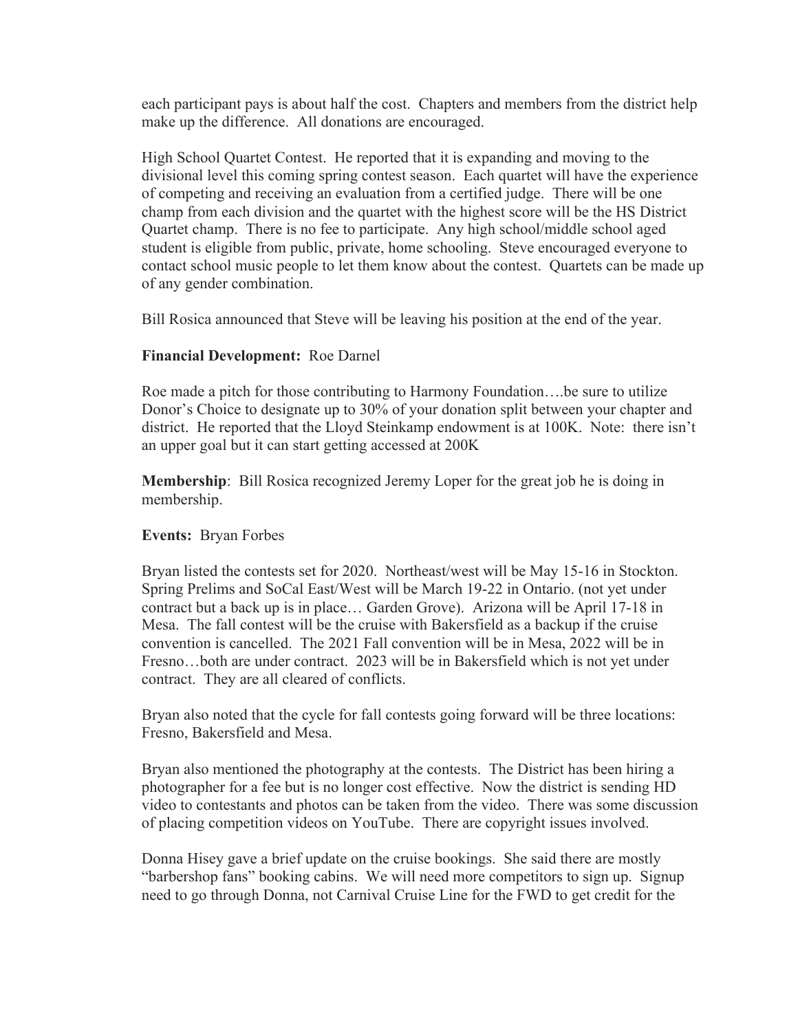each participant pays is about half the cost. Chapters and members from the district help make up the difference. All donations are encouraged.

High School Quartet Contest. He reported that it is expanding and moving to the divisional level this coming spring contest season. Each quartet will have the experience of competing and receiving an evaluation from a certified judge. There will be one champ from each division and the quartet with the highest score will be the HS District Quartet champ. There is no fee to participate. Any high school/middle school aged student is eligible from public, private, home schooling. Steve encouraged everyone to contact school music people to let them know about the contest. Quartets can be made up of any gender combination.

Bill Rosica announced that Steve will be leaving his position at the end of the year.

**Financial Development:** Roe Darnel

Roe made a pitch for those contributing to Harmony Foundation….be sure to utilize Donor's Choice to designate up to 30% of your donation split between your chapter and district. He reported that the Lloyd Steinkamp endowment is at 100K. Note: there isn't an upper goal but it can start getting accessed at 200K

**Membership**: Bill Rosica recognized Jeremy Loper for the great job he is doing in membership.

**Events:** Bryan Forbes

Bryan listed the contests set for 2020. Northeast/west will be May 15-16 in Stockton. Spring Prelims and SoCal East/West will be March 19-22 in Ontario. (not yet under contract but a back up is in place… Garden Grove). Arizona will be April 17-18 in Mesa. The fall contest will be the cruise with Bakersfield as a backup if the cruise convention is cancelled. The 2021 Fall convention will be in Mesa, 2022 will be in Fresno…both are under contract. 2023 will be in Bakersfield which is not yet under contract. They are all cleared of conflicts.

Bryan also noted that the cycle for fall contests going forward will be three locations: Fresno, Bakersfield and Mesa.

Bryan also mentioned the photography at the contests. The District has been hiring a photographer for a fee but is no longer cost effective. Now the district is sending HD video to contestants and photos can be taken from the video. There was some discussion of placing competition videos on YouTube. There are copyright issues involved.

Donna Hisey gave a brief update on the cruise bookings. She said there are mostly "barbershop fans" booking cabins. We will need more competitors to sign up. Signup need to go through Donna, not Carnival Cruise Line for the FWD to get credit for the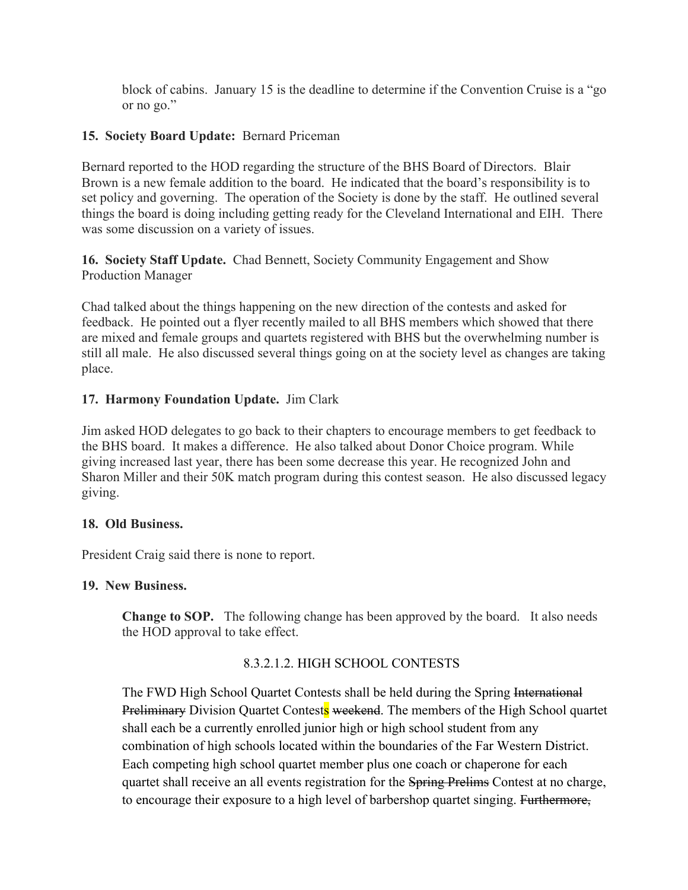block of cabins. January 15 is the deadline to determine if the Convention Cruise is a "go or no go."

**15. Society Board Update:** Bernard Priceman

Bernard reported to the HOD regarding the structure of the BHS Board of Directors. Blair Brown is a new female addition to the board. He indicated that the board's responsibility is to set policy and governing. The operation of the Society is done by the staff. He outlined several things the board is doing including getting ready for the Cleveland International and EIH. There was some discussion on a variety of issues.

**16. Society Staff Update.** Chad Bennett, Society Community Engagement and Show Production Manager

Chad talked about the things happening on the new direction of the contests and asked for feedback. He pointed out a flyer recently mailed to all BHS members which showed that there are mixed and female groups and quartets registered with BHS but the overwhelming number is still all male. He also discussed several things going on at the society level as changes are taking place.

**17. Harmony Foundation Update.** Jim Clark

Jim asked HOD delegates to go back to their chapters to encourage members to get feedback to the BHS board. It makes a difference. He also talked about Donor Choice program. While giving increased last year, there has been some decrease this year. He recognized John and Sharon Miller and their 50K match program during this contest season. He also discussed legacy giving.

**18. Old Business.**

President Craig said there is none to report.

**19. New Business.**

**Change to SOP.** The following change has been approved by the board. It also needs the HOD approval to take effect.

8.3.2.1.2. HIGH SCHOOL CONTESTS

The FWD High School Quartet Contests shall be held during the Spring ~~International Preliminary~~ Division Quartet Contests ~~weekend~~. The members of the High School quartet shall each be a currently enrolled junior high or high school student from any combination of high schools located within the boundaries of the Far Western District. Each competing high school quartet member plus one coach or chaperone for each quartet shall receive an all events registration for the ~~Spring Prelims~~ Contest at no charge, to encourage their exposure to a high level of barbershop quartet singing. ~~Furthermore,~~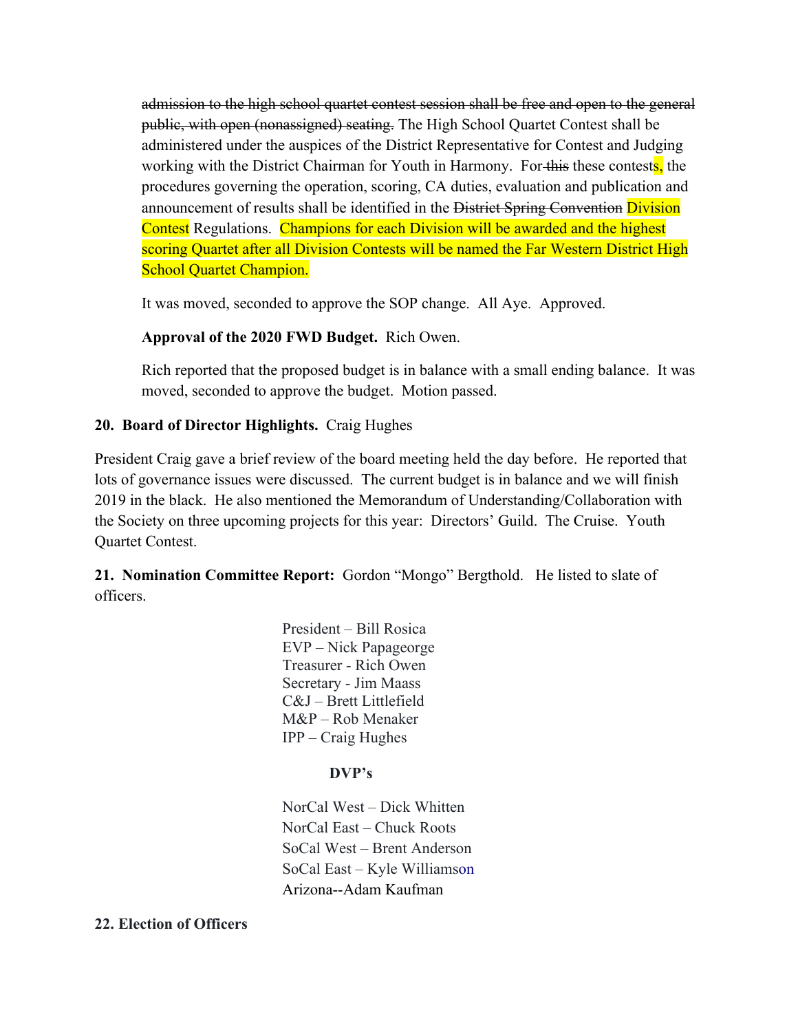~~admission to the high school quartet contest session shall be free and open to the general public, with open (nonassigned) seating.~~ The High School Quartet Contest shall be administered under the auspices of the District Representative for Contest and Judging working with the District Chairman for Youth in Harmony. For ~~this~~ these contests, the procedures governing the operation, scoring, CA duties, evaluation and publication and announcement of results shall be identified in the ~~District Spring Convention~~ Division Contest Regulations. Champions for each Division will be awarded and the highest scoring Quartet after all Division Contests will be named the Far Western District High School Quartet Champion.

It was moved, seconded to approve the SOP change. All Aye. Approved.

**Approval of the 2020 FWD Budget.** Rich Owen.

Rich reported that the proposed budget is in balance with a small ending balance. It was moved, seconded to approve the budget. Motion passed.

**20. Board of Director Highlights.** Craig Hughes

President Craig gave a brief review of the board meeting held the day before. He reported that lots of governance issues were discussed. The current budget is in balance and we will finish 2019 in the black. He also mentioned the Memorandum of Understanding/Collaboration with the Society on three upcoming projects for this year: Directors' Guild. The Cruise. Youth Quartet Contest.

**21. Nomination Committee Report:** Gordon "Mongo" Bergthold. He listed to slate of officers.

President – Bill Rosica
EVP – Nick Papageorge
Treasurer - Rich Owen
Secretary - Jim Maass
C&J – Brett Littlefield
M&P – Rob Menaker
IPP – Craig Hughes

**DVP's**

NorCal West – Dick Whitten
NorCal East – Chuck Roots
SoCal West – Brent Anderson
SoCal East – Kyle Williamson
Arizona--Adam Kaufman

**22. Election of Officers**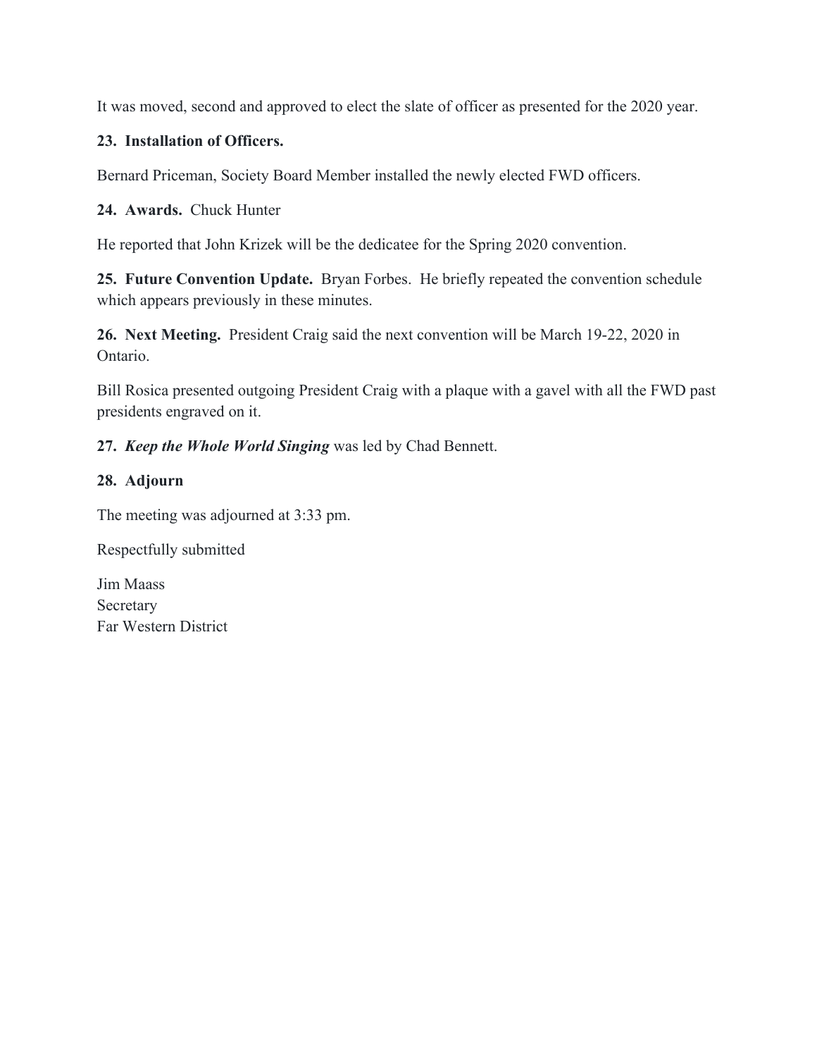It was moved, second and approved to elect the slate of officer as presented for the 2020 year.

**23. Installation of Officers.**

Bernard Priceman, Society Board Member installed the newly elected FWD officers.

**24. Awards.** Chuck Hunter

He reported that John Krizek will be the dedicatee for the Spring 2020 convention.

**25. Future Convention Update.** Bryan Forbes. He briefly repeated the convention schedule which appears previously in these minutes.

**26. Next Meeting.** President Craig said the next convention will be March 19-22, 2020 in Ontario.

Bill Rosica presented outgoing President Craig with a plaque with a gavel with all the FWD past presidents engraved on it.

**27. *Keep the Whole World Singing*** was led by Chad Bennett.

**28. Adjourn**

The meeting was adjourned at 3:33 pm.

Respectfully submitted

Jim Maass
Secretary
Far Western District